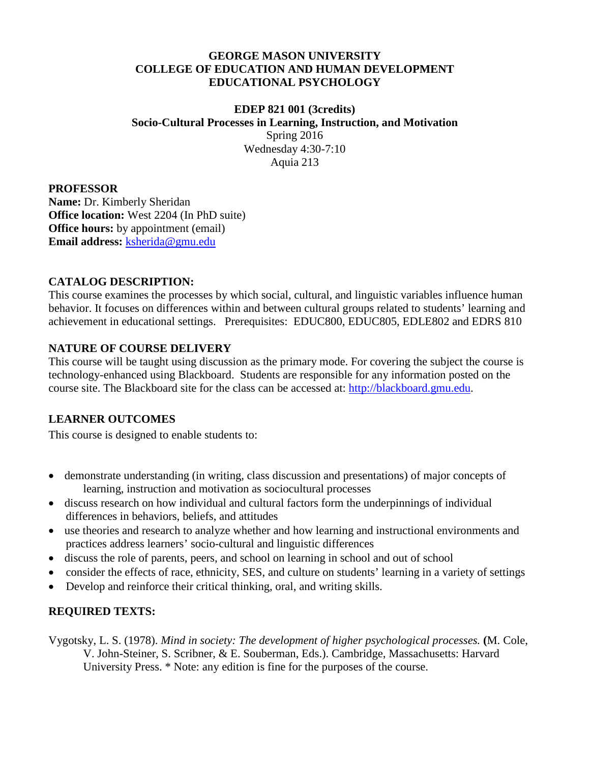**GEORGE MASON UNIVERSITY**
**COLLEGE OF EDUCATION AND HUMAN DEVELOPMENT**
**EDUCATIONAL PSYCHOLOGY**

**EDEP 821 001 (3credits)**
**Socio-Cultural Processes in Learning, Instruction, and Motivation**
Spring 2016
Wednesday 4:30-7:10
Aquia 213

## PROFESSOR

**Name:** Dr. Kimberly Sheridan
**Office location:** West 2204 (In PhD suite)
**Office hours:** by appointment (email)
**Email address:** ksherida@gmu.edu

## CATALOG DESCRIPTION:

This course examines the processes by which social, cultural, and linguistic variables influence human behavior. It focuses on differences within and between cultural groups related to students' learning and achievement in educational settings. Prerequisites: EDUC800, EDUC805, EDLE802 and EDRS 810

## NATURE OF COURSE DELIVERY

This course will be taught using discussion as the primary mode. For covering the subject the course is technology-enhanced using Blackboard. Students are responsible for any information posted on the course site. The Blackboard site for the class can be accessed at: http://blackboard.gmu.edu.

## LEARNER OUTCOMES

This course is designed to enable students to:

- demonstrate understanding (in writing, class discussion and presentations) of major concepts of learning, instruction and motivation as sociocultural processes
- discuss research on how individual and cultural factors form the underpinnings of individual differences in behaviors, beliefs, and attitudes
- use theories and research to analyze whether and how learning and instructional environments and practices address learners' socio-cultural and linguistic differences
- discuss the role of parents, peers, and school on learning in school and out of school
- consider the effects of race, ethnicity, SES, and culture on students' learning in a variety of settings
- Develop and reinforce their critical thinking, oral, and writing skills.

## REQUIRED TEXTS:

Vygotsky, L. S. (1978). *Mind in society: The development of higher psychological processes.* (M. Cole, V. John-Steiner, S. Scribner, & E. Souberman, Eds.). Cambridge, Massachusetts: Harvard University Press. * Note: any edition is fine for the purposes of the course.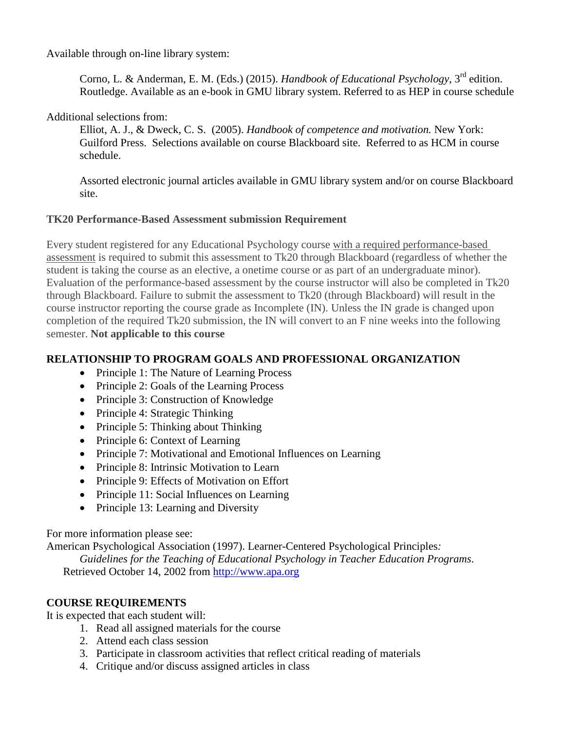Available through on-line library system:

> Corno, L. & Anderman, E. M. (Eds.) (2015). *Handbook of Educational Psychology*, 3rd edition. Routledge. Available as an e-book in GMU library system. Referred to as HEP in course schedule

Additional selections from:

> Elliot, A. J., & Dweck, C. S. (2005). *Handbook of competence and motivation.* New York: Guilford Press. Selections available on course Blackboard site. Referred to as HCM in course schedule.
>
> Assorted electronic journal articles available in GMU library system and/or on course Blackboard site.

**TK20 Performance-Based Assessment submission Requirement**

Every student registered for any Educational Psychology course with a required performance-based assessment is required to submit this assessment to Tk20 through Blackboard (regardless of whether the student is taking the course as an elective, a onetime course or as part of an undergraduate minor). Evaluation of the performance-based assessment by the course instructor will also be completed in Tk20 through Blackboard. Failure to submit the assessment to Tk20 (through Blackboard) will result in the course instructor reporting the course grade as Incomplete (IN). Unless the IN grade is changed upon completion of the required Tk20 submission, the IN will convert to an F nine weeks into the following semester. **Not applicable to this course**

## RELATIONSHIP TO PROGRAM GOALS AND PROFESSIONAL ORGANIZATION

- Principle 1: The Nature of Learning Process
- Principle 2: Goals of the Learning Process
- Principle 3: Construction of Knowledge
- Principle 4: Strategic Thinking
- Principle 5: Thinking about Thinking
- Principle 6: Context of Learning
- Principle 7: Motivational and Emotional Influences on Learning
- Principle 8: Intrinsic Motivation to Learn
- Principle 9: Effects of Motivation on Effort
- Principle 11: Social Influences on Learning
- Principle 13: Learning and Diversity

For more information please see:

American Psychological Association (1997). Learner-Centered Psychological Principles*: Guidelines for the Teaching of Educational Psychology in Teacher Education Programs*. Retrieved October 14, 2002 from http://www.apa.org

## COURSE REQUIREMENTS

It is expected that each student will:

1. Read all assigned materials for the course
2. Attend each class session
3. Participate in classroom activities that reflect critical reading of materials
4. Critique and/or discuss assigned articles in class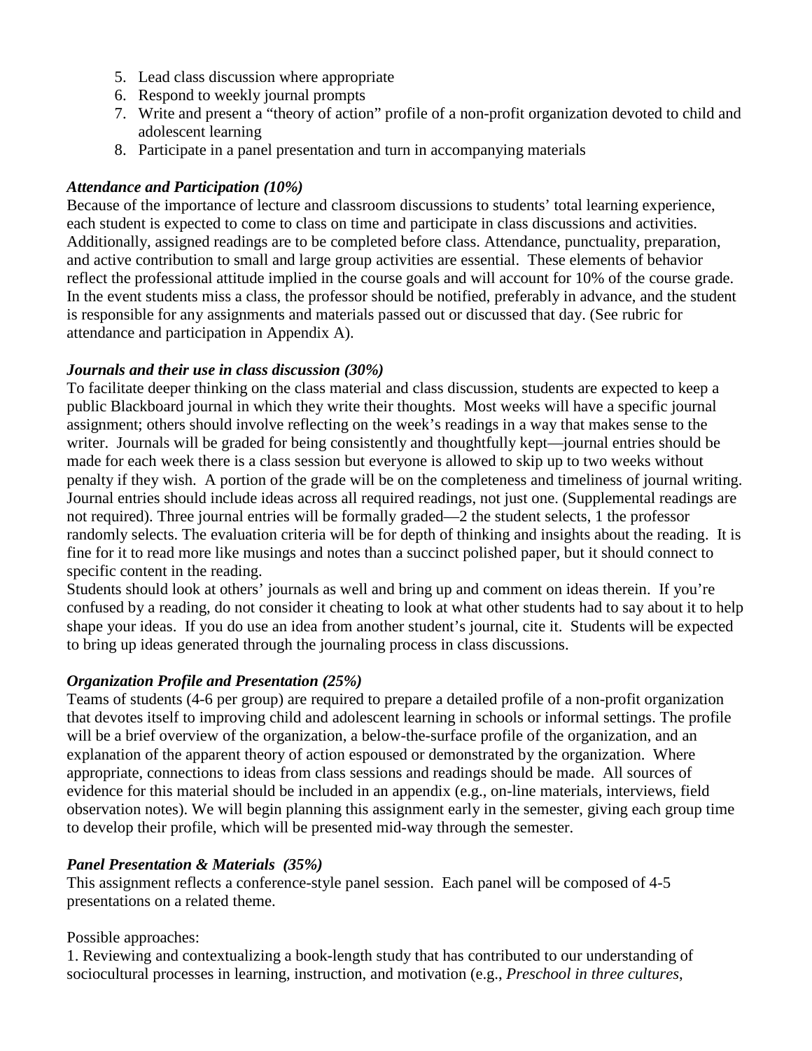5. Lead class discussion where appropriate
6. Respond to weekly journal prompts
7. Write and present a "theory of action" profile of a non-profit organization devoted to child and adolescent learning
8. Participate in a panel presentation and turn in accompanying materials

***Attendance and Participation (10%)***

Because of the importance of lecture and classroom discussions to students' total learning experience, each student is expected to come to class on time and participate in class discussions and activities. Additionally, assigned readings are to be completed before class. Attendance, punctuality, preparation, and active contribution to small and large group activities are essential. These elements of behavior reflect the professional attitude implied in the course goals and will account for 10% of the course grade. In the event students miss a class, the professor should be notified, preferably in advance, and the student is responsible for any assignments and materials passed out or discussed that day. (See rubric for attendance and participation in Appendix A).

***Journals and their use in class discussion (30%)***

To facilitate deeper thinking on the class material and class discussion, students are expected to keep a public Blackboard journal in which they write their thoughts. Most weeks will have a specific journal assignment; others should involve reflecting on the week's readings in a way that makes sense to the writer. Journals will be graded for being consistently and thoughtfully kept—journal entries should be made for each week there is a class session but everyone is allowed to skip up to two weeks without penalty if they wish. A portion of the grade will be on the completeness and timeliness of journal writing. Journal entries should include ideas across all required readings, not just one. (Supplemental readings are not required). Three journal entries will be formally graded—2 the student selects, 1 the professor randomly selects. The evaluation criteria will be for depth of thinking and insights about the reading. It is fine for it to read more like musings and notes than a succinct polished paper, but it should connect to specific content in the reading.

Students should look at others' journals as well and bring up and comment on ideas therein. If you're confused by a reading, do not consider it cheating to look at what other students had to say about it to help shape your ideas. If you do use an idea from another student's journal, cite it. Students will be expected to bring up ideas generated through the journaling process in class discussions.

***Organization Profile and Presentation (25%)***

Teams of students (4-6 per group) are required to prepare a detailed profile of a non-profit organization that devotes itself to improving child and adolescent learning in schools or informal settings. The profile will be a brief overview of the organization, a below-the-surface profile of the organization, and an explanation of the apparent theory of action espoused or demonstrated by the organization. Where appropriate, connections to ideas from class sessions and readings should be made. All sources of evidence for this material should be included in an appendix (e.g., on-line materials, interviews, field observation notes). We will begin planning this assignment early in the semester, giving each group time to develop their profile, which will be presented mid-way through the semester.

***Panel Presentation & Materials (35%)***

This assignment reflects a conference-style panel session. Each panel will be composed of 4-5 presentations on a related theme.

Possible approaches:

1. Reviewing and contextualizing a book-length study that has contributed to our understanding of sociocultural processes in learning, instruction, and motivation (e.g., *Preschool in three cultures*,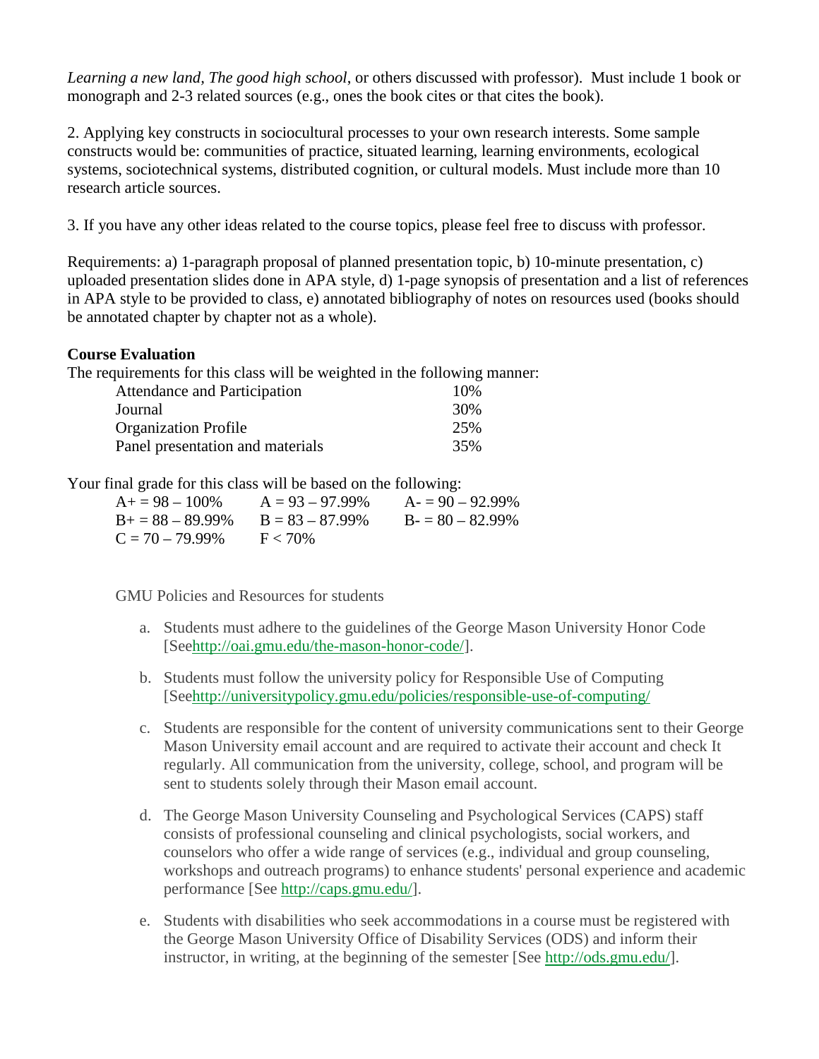*Learning a new land, The good high school*, or others discussed with professor). Must include 1 book or monograph and 2-3 related sources (e.g., ones the book cites or that cites the book).

2. Applying key constructs in sociocultural processes to your own research interests. Some sample constructs would be: communities of practice, situated learning, learning environments, ecological systems, sociotechnical systems, distributed cognition, or cultural models. Must include more than 10 research article sources.

3. If you have any other ideas related to the course topics, please feel free to discuss with professor.

Requirements: a) 1-paragraph proposal of planned presentation topic, b) 10-minute presentation, c) uploaded presentation slides done in APA style, d) 1-page synopsis of presentation and a list of references in APA style to be provided to class, e) annotated bibliography of notes on resources used (books should be annotated chapter by chapter not as a whole).

**Course Evaluation**

The requirements for this class will be weighted in the following manner:

| Requirement | Weight |
|---|---|
| Attendance and Participation | 10% |
| Journal | 30% |
| Organization Profile | 25% |
| Panel presentation and materials | 35% |

Your final grade for this class will be based on the following:

| | | |
|---|---|---|
| A+ = 98 – 100% | A = 93 – 97.99% | A- = 90 – 92.99% |
| B+ = 88 – 89.99% | B = 83 – 87.99% | B- = 80 – 82.99% |
| C = 70 – 79.99% | F < 70% | |

GMU Policies and Resources for students

a. Students must adhere to the guidelines of the George Mason University Honor Code [Seehttp://oai.gmu.edu/the-mason-honor-code/].

b. Students must follow the university policy for Responsible Use of Computing [Seehttp://universitypolicy.gmu.edu/policies/responsible-use-of-computing/

c. Students are responsible for the content of university communications sent to their George Mason University email account and are required to activate their account and check It regularly. All communication from the university, college, school, and program will be sent to students solely through their Mason email account.

d. The George Mason University Counseling and Psychological Services (CAPS) staff consists of professional counseling and clinical psychologists, social workers, and counselors who offer a wide range of services (e.g., individual and group counseling, workshops and outreach programs) to enhance students' personal experience and academic performance [See http://caps.gmu.edu/].

e. Students with disabilities who seek accommodations in a course must be registered with the George Mason University Office of Disability Services (ODS) and inform their instructor, in writing, at the beginning of the semester [See http://ods.gmu.edu/].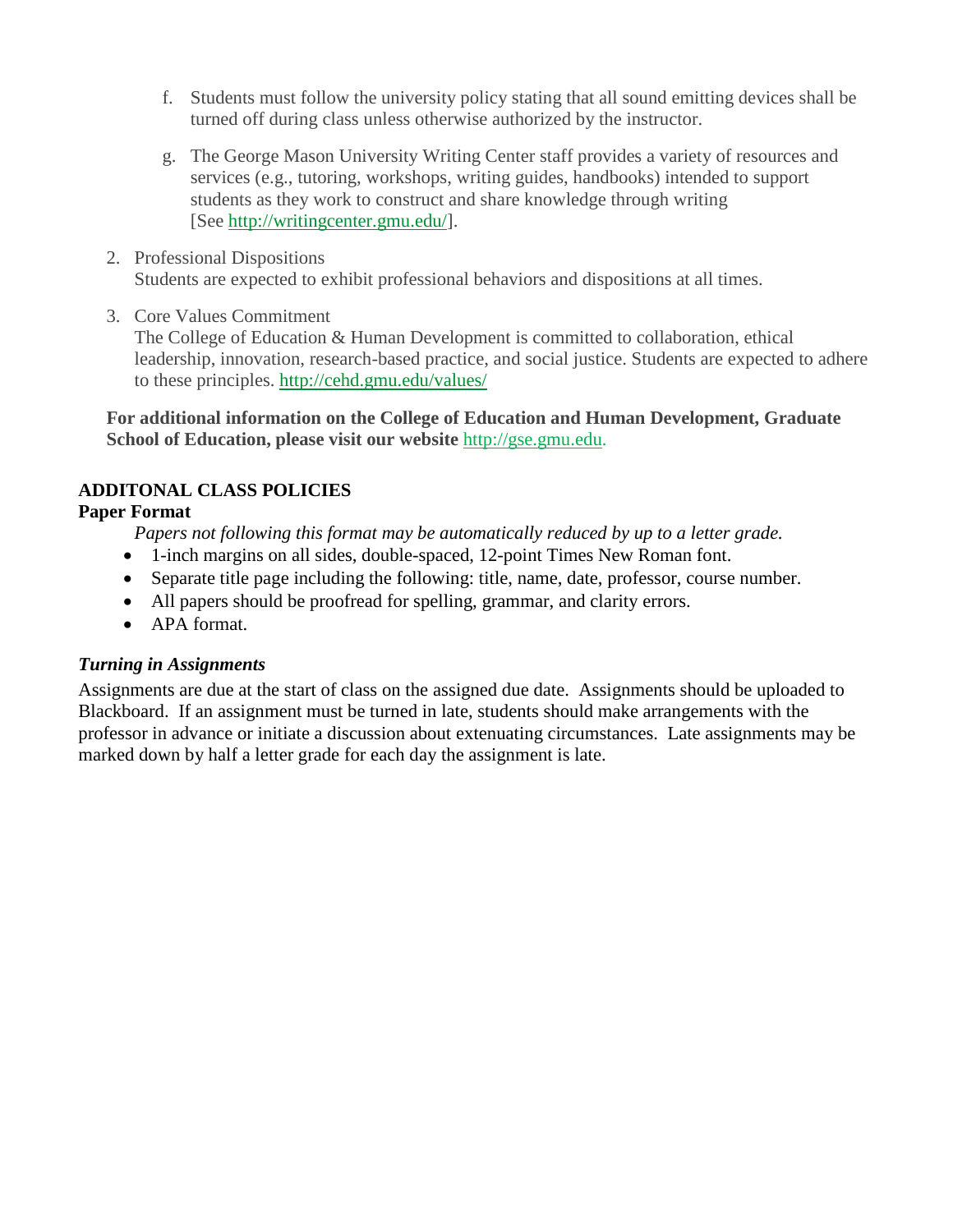f. Students must follow the university policy stating that all sound emitting devices shall be turned off during class unless otherwise authorized by the instructor.

g. The George Mason University Writing Center staff provides a variety of resources and services (e.g., tutoring, workshops, writing guides, handbooks) intended to support students as they work to construct and share knowledge through writing [See http://writingcenter.gmu.edu/].

2. Professional Dispositions
   Students are expected to exhibit professional behaviors and dispositions at all times.

3. Core Values Commitment
   The College of Education & Human Development is committed to collaboration, ethical leadership, innovation, research-based practice, and social justice. Students are expected to adhere to these principles. http://cehd.gmu.edu/values/

**For additional information on the College of Education and Human Development, Graduate School of Education, please visit our website** http://gse.gmu.edu.

**ADDITONAL CLASS POLICIES**

**Paper Format**

*Papers not following this format may be automatically reduced by up to a letter grade.*

- 1-inch margins on all sides, double-spaced, 12-point Times New Roman font.
- Separate title page including the following: title, name, date, professor, course number.
- All papers should be proofread for spelling, grammar, and clarity errors.
- APA format.

***Turning in Assignments***

Assignments are due at the start of class on the assigned due date. Assignments should be uploaded to Blackboard. If an assignment must be turned in late, students should make arrangements with the professor in advance or initiate a discussion about extenuating circumstances. Late assignments may be marked down by half a letter grade for each day the assignment is late.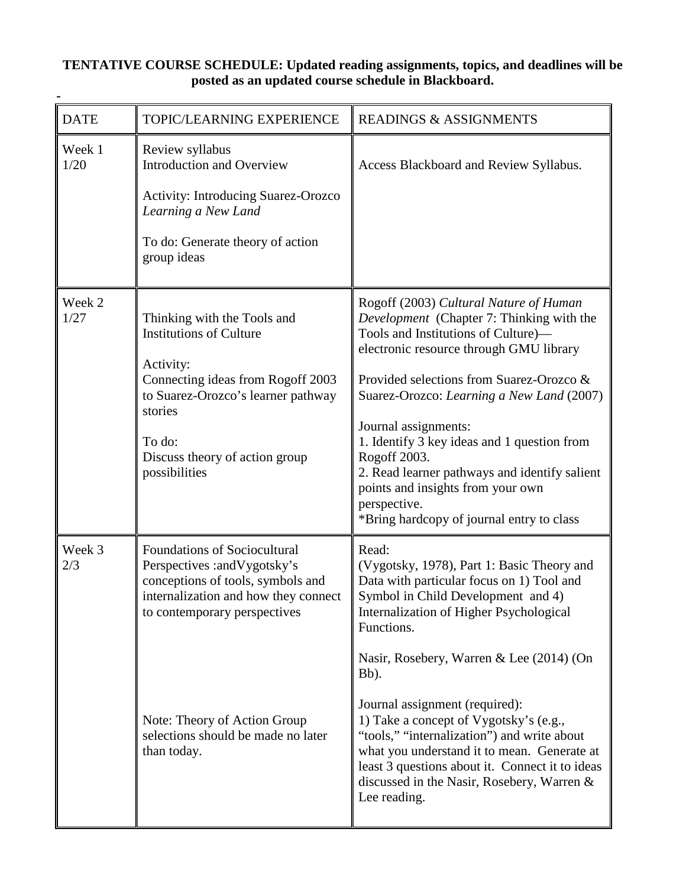**TENTATIVE COURSE SCHEDULE: Updated reading assignments, topics, and deadlines will be posted as an updated course schedule in Blackboard.**

-

| DATE | TOPIC/LEARNING EXPERIENCE | READINGS & ASSIGNMENTS |
|---|---|---|
| Week 1<br>1/20 | Review syllabus<br>Introduction and Overview<br><br>Activity: Introducing Suarez-Orozco *Learning a New Land*<br><br>To do: Generate theory of action group ideas | Access Blackboard and Review Syllabus. |
| Week 2<br>1/27 | Thinking with the Tools and Institutions of Culture<br><br>Activity:<br>Connecting ideas from Rogoff 2003 to Suarez-Orozco's learner pathway stories<br><br>To do:<br>Discuss theory of action group possibilities | Rogoff (2003) *Cultural Nature of Human Development* (Chapter 7: Thinking with the Tools and Institutions of Culture)—electronic resource through GMU library<br><br>Provided selections from Suarez-Orozco & Suarez-Orozco: *Learning a New Land* (2007)<br><br>Journal assignments:<br>1. Identify 3 key ideas and 1 question from Rogoff 2003.<br>2. Read learner pathways and identify salient points and insights from your own perspective.<br>*Bring hardcopy of journal entry to class |
| Week 3<br>2/3 | Foundations of Sociocultural Perspectives :andVygotsky's conceptions of tools, symbols and internalization and how they connect to contemporary perspectives<br><br>Note: Theory of Action Group selections should be made no later than today. | Read:<br>(Vygotsky, 1978), Part 1: Basic Theory and Data with particular focus on 1) Tool and Symbol in Child Development and 4) Internalization of Higher Psychological Functions.<br><br>Nasir, Rosebery, Warren & Lee (2014) (On Bb).<br><br>Journal assignment (required):<br>1) Take a concept of Vygotsky's (e.g., "tools," "internalization") and write about what you understand it to mean. Generate at least 3 questions about it. Connect it to ideas discussed in the Nasir, Rosebery, Warren & Lee reading. |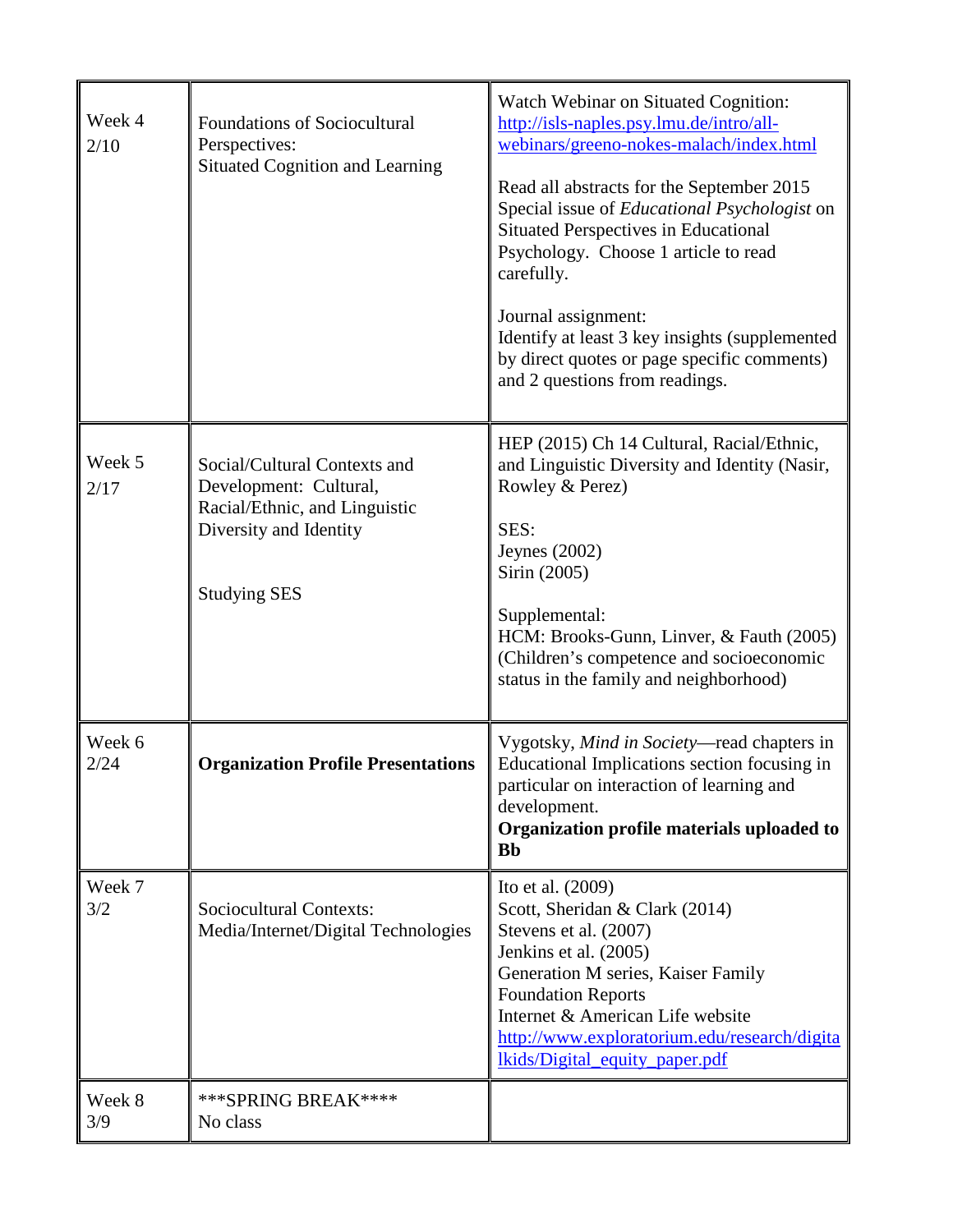| | | |
|---|---|---|
| Week 4<br>2/10 | Foundations of Sociocultural Perspectives:<br>Situated Cognition and Learning | Watch Webinar on Situated Cognition: [http://isls-naples.psy.lmu.de/intro/all-webinars/greeno-nokes-malach/index.html](http://isls-naples.psy.lmu.de/intro/all-webinars/greeno-nokes-malach/index.html)<br><br>Read all abstracts for the September 2015 Special issue of *Educational Psychologist* on Situated Perspectives in Educational Psychology. Choose 1 article to read carefully.<br><br>Journal assignment:<br>Identify at least 3 key insights (supplemented by direct quotes or page specific comments) and 2 questions from readings. |
| Week 5<br>2/17 | Social/Cultural Contexts and Development: Cultural, Racial/Ethnic, and Linguistic Diversity and Identity<br><br>Studying SES | HEP (2015) Ch 14 Cultural, Racial/Ethnic, and Linguistic Diversity and Identity (Nasir, Rowley & Perez)<br><br>SES:<br>Jeynes (2002)<br>Sirin (2005)<br><br>Supplemental:<br>HCM: Brooks-Gunn, Linver, & Fauth (2005) (Children's competence and socioeconomic status in the family and neighborhood) |
| Week 6<br>2/24 | **Organization Profile Presentations** | Vygotsky, *Mind in Society*—read chapters in Educational Implications section focusing in particular on interaction of learning and development.<br>**Organization profile materials uploaded to Bb** |
| Week 7<br>3/2 | Sociocultural Contexts:<br>Media/Internet/Digital Technologies | Ito et al. (2009)<br>Scott, Sheridan & Clark (2014)<br>Stevens et al. (2007)<br>Jenkins et al. (2005)<br>Generation M series, Kaiser Family Foundation Reports<br>Internet & American Life website<br>[http://www.exploratorium.edu/research/digitalkids/Digital_equity_paper.pdf](http://www.exploratorium.edu/research/digitalkids/Digital_equity_paper.pdf) |
| Week 8<br>3/9 | ***SPRING BREAK****<br>No class | |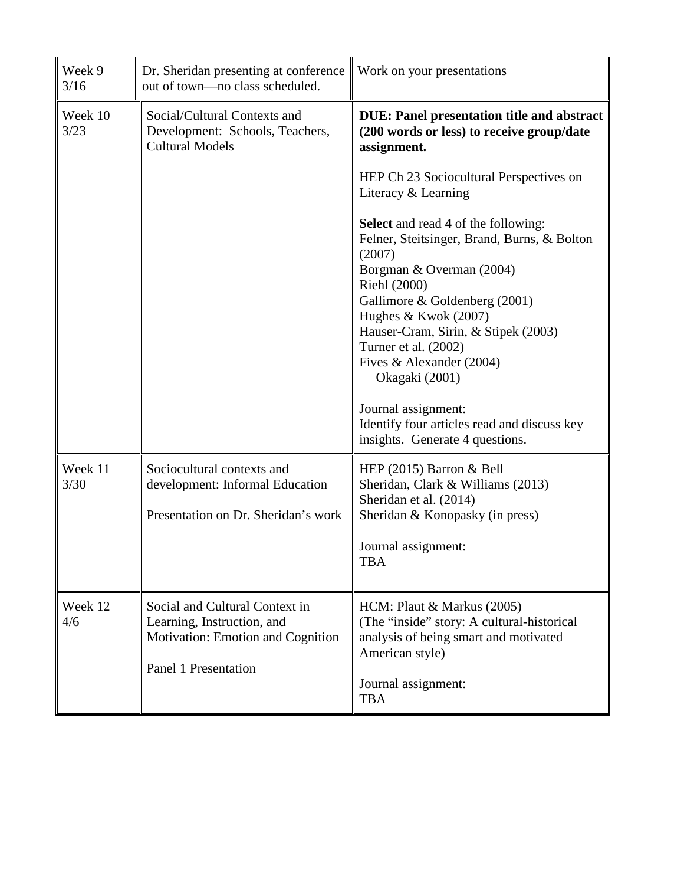| | | |
|---|---|---|
| Week 9<br>3/16 | Dr. Sheridan presenting at conference out of town—no class scheduled. | Work on your presentations |
| Week 10<br>3/23 | Social/Cultural Contexts and Development: Schools, Teachers, Cultural Models | **DUE: Panel presentation title and abstract (200 words or less) to receive group/date assignment.**<br><br>HEP Ch 23 Sociocultural Perspectives on Literacy & Learning<br><br>**Select** and read **4** of the following:<br>Felner, Steitsinger, Brand, Burns, & Bolton (2007)<br>Borgman & Overman (2004)<br>Riehl (2000)<br>Gallimore & Goldenberg (2001)<br>Hughes & Kwok (2007)<br>Hauser-Cram, Sirin, & Stipek (2003)<br>Turner et al. (2002)<br>Fives & Alexander (2004)<br>Okagaki (2001)<br><br>Journal assignment:<br>Identify four articles read and discuss key insights. Generate 4 questions. |
| Week 11<br>3/30 | Sociocultural contexts and development: Informal Education<br><br>Presentation on Dr. Sheridan's work | HEP (2015) Barron & Bell<br>Sheridan, Clark & Williams (2013)<br>Sheridan et al. (2014)<br>Sheridan & Konopasky (in press)<br><br>Journal assignment:<br>TBA |
| Week 12<br>4/6 | Social and Cultural Context in Learning, Instruction, and Motivation: Emotion and Cognition<br><br>Panel 1 Presentation | HCM: Plaut & Markus (2005)<br>(The "inside" story: A cultural-historical analysis of being smart and motivated American style)<br><br>Journal assignment:<br>TBA |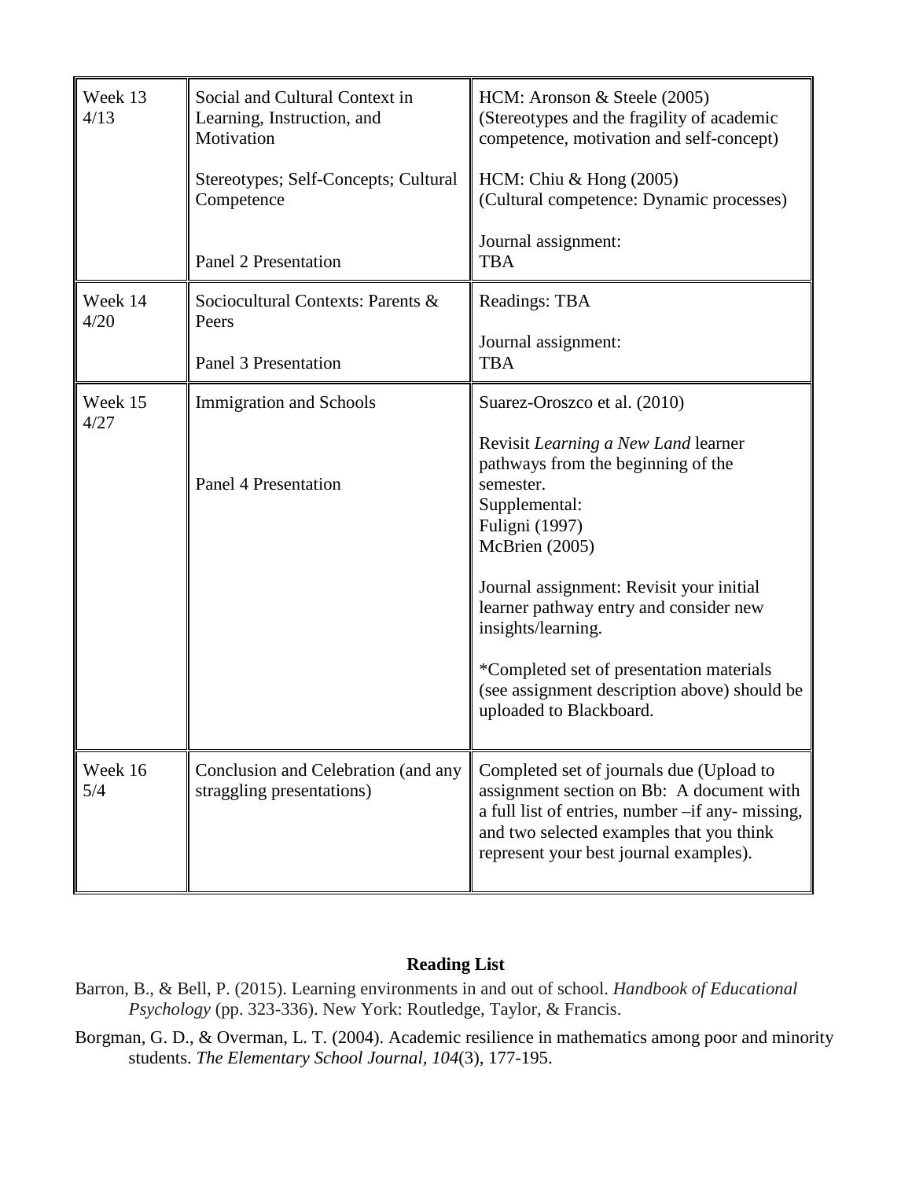| | | |
|---|---|---|
| Week 13<br>4/13 | Social and Cultural Context in Learning, Instruction, and Motivation<br><br>Stereotypes; Self-Concepts; Cultural Competence<br><br>Panel 2 Presentation | HCM: Aronson & Steele (2005)<br>(Stereotypes and the fragility of academic competence, motivation and self-concept)<br><br>HCM: Chiu & Hong (2005)<br>(Cultural competence: Dynamic processes)<br><br>Journal assignment:<br>TBA |
| Week 14<br>4/20 | Sociocultural Contexts: Parents & Peers<br><br>Panel 3 Presentation | Readings: TBA<br><br>Journal assignment:<br>TBA |
| Week 15<br>4/27 | Immigration and Schools<br><br>Panel 4 Presentation | Suarez-Oroszco et al. (2010)<br><br>Revisit *Learning a New Land* learner pathways from the beginning of the semester.<br>Supplemental:<br>Fuligni (1997)<br>McBrien (2005)<br><br>Journal assignment: Revisit your initial learner pathway entry and consider new insights/learning.<br><br>*Completed set of presentation materials (see assignment description above) should be uploaded to Blackboard. |
| Week 16<br>5/4 | Conclusion and Celebration (and any straggling presentations) | Completed set of journals due (Upload to assignment section on Bb: A document with a full list of entries, number –if any- missing, and two selected examples that you think represent your best journal examples). |

**Reading List**

Barron, B., & Bell, P. (2015). Learning environments in and out of school. *Handbook of Educational Psychology* (pp. 323-336). New York: Routledge, Taylor, & Francis.

Borgman, G. D., & Overman, L. T. (2004). Academic resilience in mathematics among poor and minority students. *The Elementary School Journal*, *104*(3), 177-195.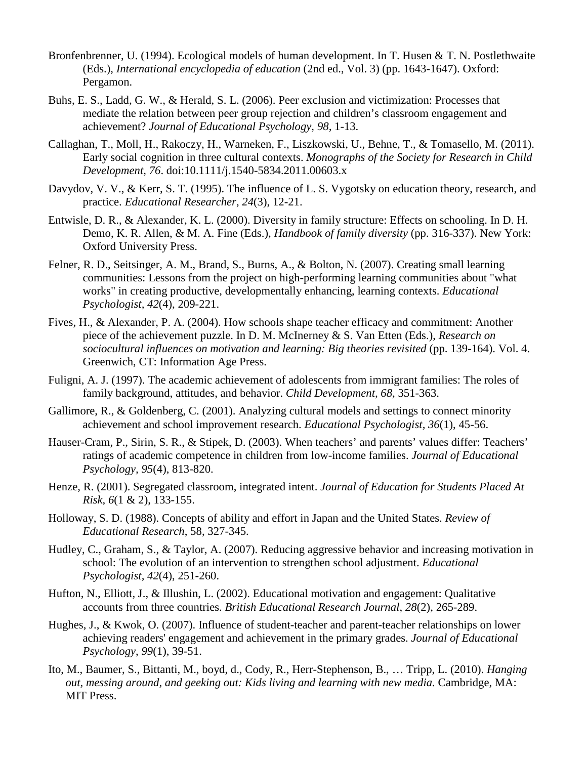Bronfenbrenner, U. (1994). Ecological models of human development. In T. Husen & T. N. Postlethwaite (Eds.), *International encyclopedia of education* (2nd ed., Vol. 3) (pp. 1643-1647). Oxford: Pergamon.

Buhs, E. S., Ladd, G. W., & Herald, S. L. (2006). Peer exclusion and victimization: Processes that mediate the relation between peer group rejection and children's classroom engagement and achievement? *Journal of Educational Psychology, 98,* 1-13.

Callaghan, T., Moll, H., Rakoczy, H., Warneken, F., Liszkowski, U., Behne, T., & Tomasello, M. (2011). Early social cognition in three cultural contexts. *Monographs of the Society for Research in Child Development, 76*. doi:10.1111/j.1540-5834.2011.00603.x

Davydov, V. V., & Kerr, S. T. (1995). The influence of L. S. Vygotsky on education theory, research, and practice. *Educational Researcher, 24*(3), 12-21.

Entwisle, D. R., & Alexander, K. L. (2000). Diversity in family structure: Effects on schooling. In D. H. Demo, K. R. Allen, & M. A. Fine (Eds.), *Handbook of family diversity* (pp. 316-337). New York: Oxford University Press.

Felner, R. D., Seitsinger, A. M., Brand, S., Burns, A., & Bolton, N. (2007). Creating small learning communities: Lessons from the project on high-performing learning communities about "what works" in creating productive, developmentally enhancing, learning contexts. *Educational Psychologist, 42*(4), 209-221.

Fives, H., & Alexander, P. A. (2004). How schools shape teacher efficacy and commitment: Another piece of the achievement puzzle. In D. M. McInerney & S. Van Etten (Eds.), *Research on sociocultural influences on motivation and learning: Big theories revisited* (pp. 139-164). Vol. 4. Greenwich, CT: Information Age Press.

Fuligni, A. J. (1997). The academic achievement of adolescents from immigrant families: The roles of family background, attitudes, and behavior. *Child Development, 68,* 351-363.

Gallimore, R., & Goldenberg, C. (2001). Analyzing cultural models and settings to connect minority achievement and school improvement research. *Educational Psychologist, 36*(1), 45-56.

Hauser-Cram, P., Sirin, S. R., & Stipek, D. (2003). When teachers' and parents' values differ: Teachers' ratings of academic competence in children from low-income families. *Journal of Educational Psychology, 95*(4), 813-820.

Henze, R. (2001). Segregated classroom, integrated intent. *Journal of Education for Students Placed At Risk, 6*(1 & 2), 133-155.

Holloway, S. D. (1988). Concepts of ability and effort in Japan and the United States. *Review of Educational Research*, 58, 327-345.

Hudley, C., Graham, S., & Taylor, A. (2007). Reducing aggressive behavior and increasing motivation in school: The evolution of an intervention to strengthen school adjustment. *Educational Psychologist, 42*(4), 251-260.

Hufton, N., Elliott, J., & Illushin, L. (2002). Educational motivation and engagement: Qualitative accounts from three countries. *British Educational Research Journal, 28*(2), 265-289.

Hughes, J., & Kwok, O. (2007). Influence of student-teacher and parent-teacher relationships on lower achieving readers' engagement and achievement in the primary grades. *Journal of Educational Psychology, 99*(1), 39-51.

Ito, M., Baumer, S., Bittanti, M., boyd, d., Cody, R., Herr-Stephenson, B., … Tripp, L. (2010). *Hanging out, messing around, and geeking out: Kids living and learning with new media.* Cambridge, MA: MIT Press.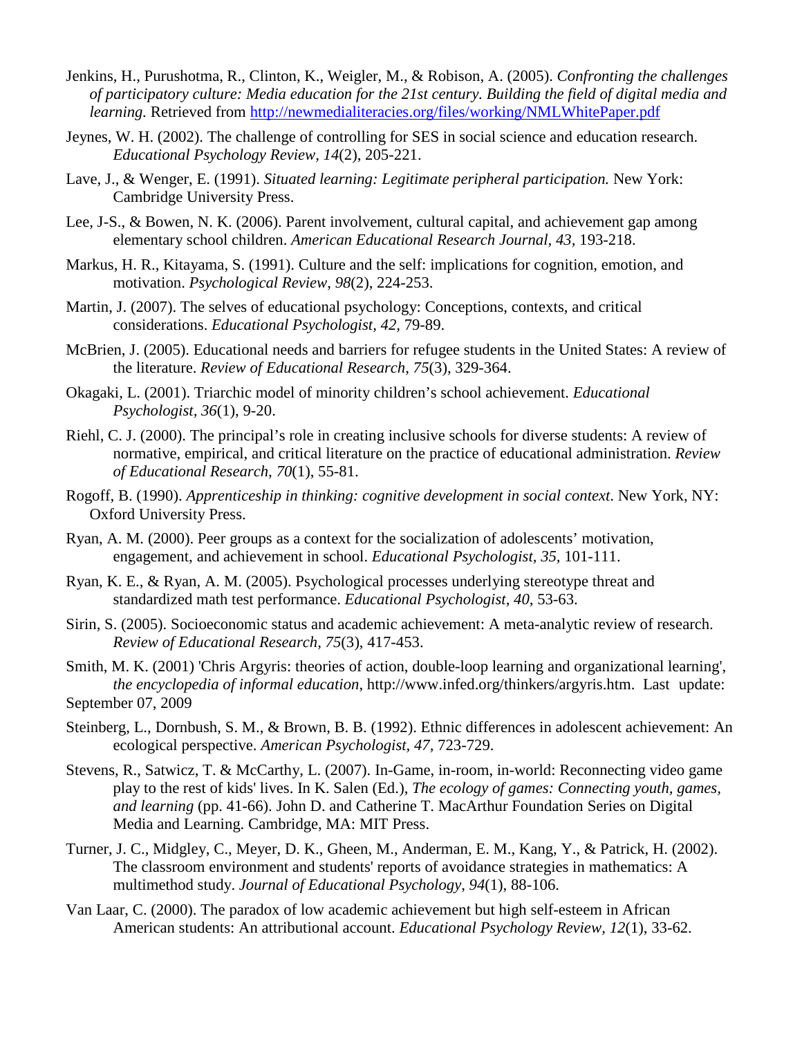Jenkins, H., Purushotma, R., Clinton, K., Weigler, M., & Robison, A. (2005). *Confronting the challenges of participatory culture: Media education for the 21st century. Building the field of digital media and learning.* Retrieved from http://newmedialiteracies.org/files/working/NMLWhitePaper.pdf

Jeynes, W. H. (2002). The challenge of controlling for SES in social science and education research. *Educational Psychology Review, 14*(2), 205-221.

Lave, J., & Wenger, E. (1991). *Situated learning: Legitimate peripheral participation.* New York: Cambridge University Press.

Lee, J-S., & Bowen, N. K. (2006). Parent involvement, cultural capital, and achievement gap among elementary school children. *American Educational Research Journal, 43,* 193-218.

Markus, H. R., Kitayama, S. (1991). Culture and the self: implications for cognition, emotion, and motivation. *Psychological Review, 98*(2), 224-253.

Martin, J. (2007). The selves of educational psychology: Conceptions, contexts, and critical considerations. *Educational Psychologist, 42,* 79-89.

McBrien, J. (2005). Educational needs and barriers for refugee students in the United States: A review of the literature. *Review of Educational Research, 75*(3), 329-364.

Okagaki, L. (2001). Triarchic model of minority children's school achievement. *Educational Psychologist, 36*(1), 9-20.

Riehl, C. J. (2000). The principal's role in creating inclusive schools for diverse students: A review of normative, empirical, and critical literature on the practice of educational administration. *Review of Educational Research, 70*(1), 55-81.

Rogoff, B. (1990). *Apprenticeship in thinking: cognitive development in social context.* New York, NY: Oxford University Press.

Ryan, A. M. (2000). Peer groups as a context for the socialization of adolescents' motivation, engagement, and achievement in school. *Educational Psychologist, 35,* 101-111.

Ryan, K. E., & Ryan, A. M. (2005). Psychological processes underlying stereotype threat and standardized math test performance. *Educational Psychologist, 40,* 53-63.

Sirin, S. (2005). Socioeconomic status and academic achievement: A meta-analytic review of research. *Review of Educational Research, 75*(3), 417-453.

Smith, M. K. (2001) 'Chris Argyris: theories of action, double-loop learning and organizational learning', *the encyclopedia of informal education*, http://www.infed.org/thinkers/argyris.htm. Last update: September 07, 2009

Steinberg, L., Dornbush, S. M., & Brown, B. B. (1992). Ethnic differences in adolescent achievement: An ecological perspective. *American Psychologist, 47,* 723-729.

Stevens, R., Satwicz, T. & McCarthy, L. (2007). In-Game, in-room, in-world: Reconnecting video game play to the rest of kids' lives. In K. Salen (Ed.), *The ecology of games: Connecting youth, games, and learning* (pp. 41-66). John D. and Catherine T. MacArthur Foundation Series on Digital Media and Learning. Cambridge, MA: MIT Press.

Turner, J. C., Midgley, C., Meyer, D. K., Gheen, M., Anderman, E. M., Kang, Y., & Patrick, H. (2002). The classroom environment and students' reports of avoidance strategies in mathematics: A multimethod study. *Journal of Educational Psychology, 94*(1), 88-106.

Van Laar, C. (2000). The paradox of low academic achievement but high self-esteem in African American students: An attributional account. *Educational Psychology Review, 12*(1), 33-62.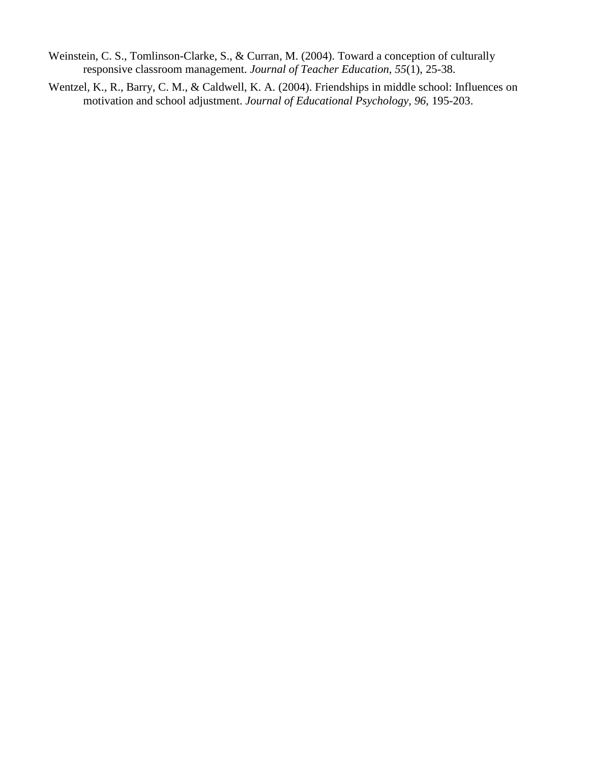Weinstein, C. S., Tomlinson-Clarke, S., & Curran, M. (2004). Toward a conception of culturally responsive classroom management. *Journal of Teacher Education, 55*(1), 25-38.

Wentzel, K., R., Barry, C. M., & Caldwell, K. A. (2004). Friendships in middle school: Influences on motivation and school adjustment. *Journal of Educational Psychology, 96,* 195-203.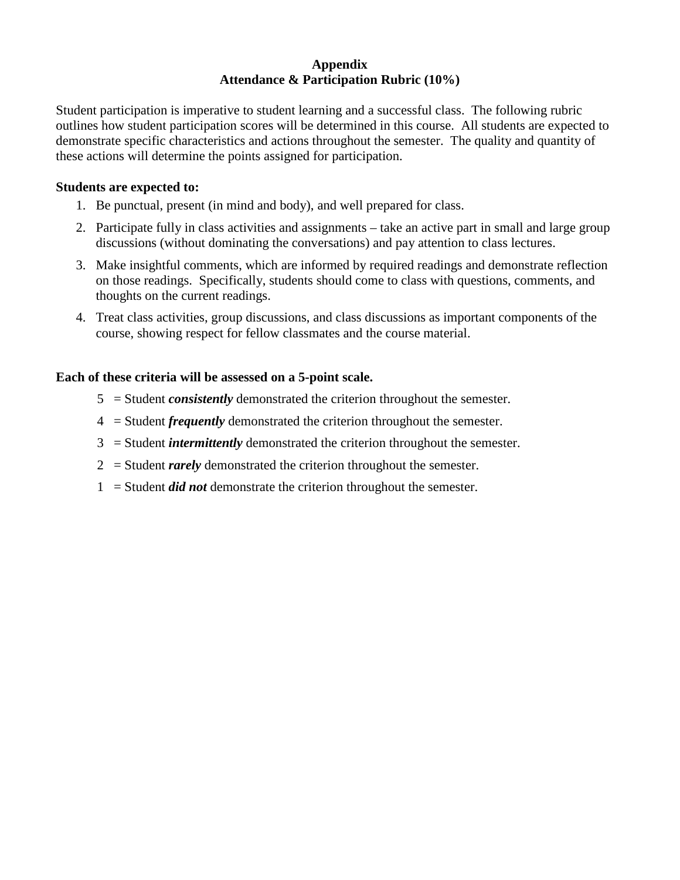# Appendix
## Attendance & Participation Rubric (10%)

Student participation is imperative to student learning and a successful class. The following rubric outlines how student participation scores will be determined in this course. All students are expected to demonstrate specific characteristics and actions throughout the semester. The quality and quantity of these actions will determine the points assigned for participation.

**Students are expected to:**

1. Be punctual, present (in mind and body), and well prepared for class.
2. Participate fully in class activities and assignments – take an active part in small and large group discussions (without dominating the conversations) and pay attention to class lectures.
3. Make insightful comments, which are informed by required readings and demonstrate reflection on those readings. Specifically, students should come to class with questions, comments, and thoughts on the current readings.
4. Treat class activities, group discussions, and class discussions as important components of the course, showing respect for fellow classmates and the course material.

**Each of these criteria will be assessed on a 5-point scale.**

- 5 = Student ***consistently*** demonstrated the criterion throughout the semester.
- 4 = Student ***frequently*** demonstrated the criterion throughout the semester.
- 3 = Student ***intermittently*** demonstrated the criterion throughout the semester.
- 2 = Student ***rarely*** demonstrated the criterion throughout the semester.
- 1 = Student ***did not*** demonstrate the criterion throughout the semester.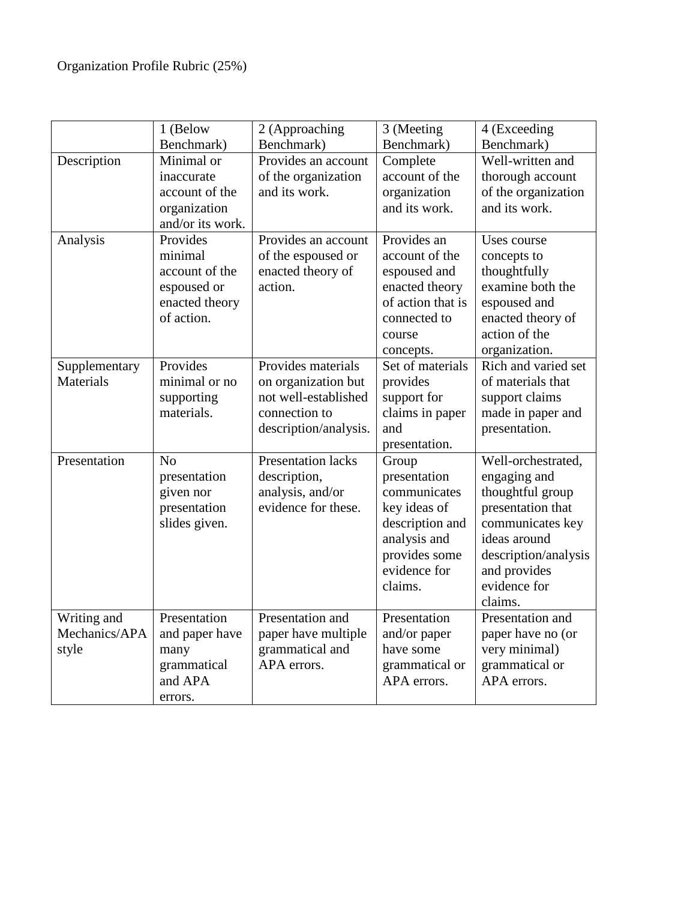Organization Profile Rubric (25%)

| | 1 (Below Benchmark) | 2 (Approaching Benchmark) | 3 (Meeting Benchmark) | 4 (Exceeding Benchmark) |
|---|---|---|---|---|
| Description | Minimal or inaccurate account of the organization and/or its work. | Provides an account of the organization and its work. | Complete account of the organization and its work. | Well-written and thorough account of the organization and its work. |
| Analysis | Provides minimal account of the espoused or enacted theory of action. | Provides an account of the espoused or enacted theory of action. | Provides an account of the espoused and enacted theory of action that is connected to course concepts. | Uses course concepts to thoughtfully examine both the espoused and enacted theory of action of the organization. |
| Supplementary Materials | Provides minimal or no supporting materials. | Provides materials on organization but not well-established connection to description/analysis. | Set of materials provides support for claims in paper and presentation. | Rich and varied set of materials that support claims made in paper and presentation. |
| Presentation | No presentation given nor presentation slides given. | Presentation lacks description, analysis, and/or evidence for these. | Group presentation communicates key ideas of description and analysis and provides some evidence for claims. | Well-orchestrated, engaging and thoughtful group presentation that communicates key ideas around description/analysis and provides evidence for claims. |
| Writing and Mechanics/APA style | Presentation and paper have many grammatical and APA errors. | Presentation and paper have multiple grammatical and APA errors. | Presentation and/or paper have some grammatical or APA errors. | Presentation and paper have no (or very minimal) grammatical or APA errors. |